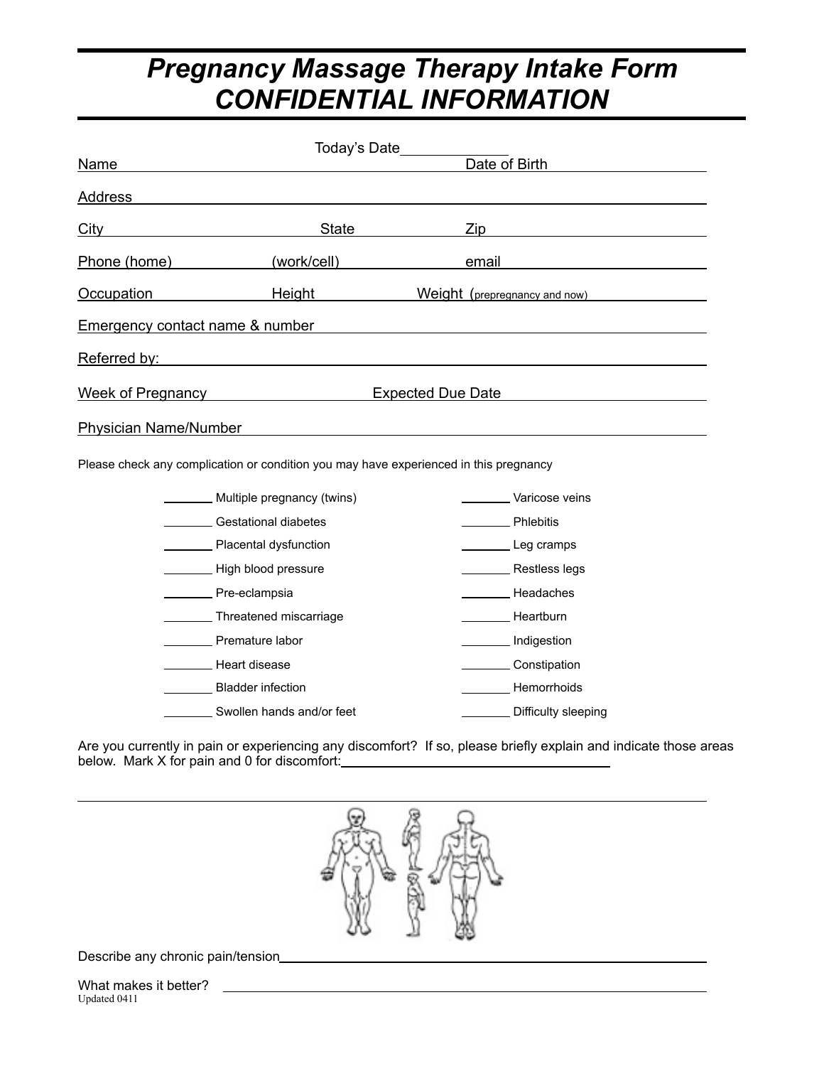# *Pregnancy Massage Therapy Intake Form*
# *CONFIDENTIAL INFORMATION*

Today's Date_____________

Name ________________________________________ Date of Birth ________________

Address ________________________________________________________________

City ____________________ State ______________ Zip ____________________

Phone (home) ____________ (work/cell) ____________ email ____________________

Occupation ____________ Height ____________ Weight (prepregnancy and now) ____________

Emergency contact name & number ____________________________________________

Referred by: ____________________________________________________________

Week of Pregnancy ____________________ Expected Due Date ____________________

Physician Name/Number ___________________________________________________

Please check any complication or condition you may have experienced in this pregnancy

_______ Multiple pregnancy (twins)

_______ Gestational diabetes

_______ Placental dysfunction

_______ High blood pressure

_______ Pre-eclampsia

_______ Threatened miscarriage

_______ Premature labor

_______ Heart disease

_______ Bladder infection

_______ Swollen hands and/or feet

_______ Varicose veins

_______ Phlebitis

_______ Leg cramps

_______ Restless legs

_______ Headaches

_______ Heartburn

_______ Indigestion

_______ Constipation

_______ Hemorrhoids

_______ Difficulty sleeping

Are you currently in pain or experiencing any discomfort? If so, please briefly explain and indicate those areas below. Mark X for pain and 0 for discomfort: ____________________________________

________________________________________________________________

Describe any chronic pain/tension ____________________________________________

What makes it better? ____________________________________________________

Updated 0411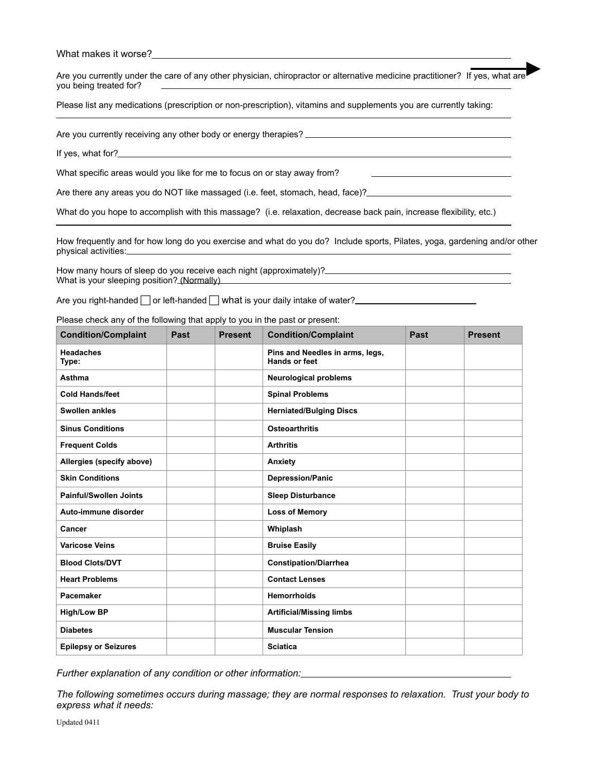What makes it worse?\_\_\_\_\_\_\_\_\_\_\_\_\_\_\_\_\_\_\_\_\_\_\_\_\_\_\_\_\_\_\_\_\_\_\_\_\_\_\_\_

Are you currently under the care of any other physician, chiropractor or alternative medicine practitioner? If yes, what are you being treated for? \_\_\_\_\_\_\_\_\_\_\_\_\_\_\_\_\_\_\_\_\_\_\_\_\_\_\_\_\_\_\_\_\_\_\_\_\_\_\_\_

Please list any medications (prescription or non-prescription), vitamins and supplements you are currently taking:

\_\_\_\_\_\_\_\_\_\_\_\_\_\_\_\_\_\_\_\_\_\_\_\_\_\_\_\_\_\_\_\_\_\_\_\_\_\_\_\_\_\_\_\_\_\_\_\_\_\_\_\_\_\_\_\_\_\_\_\_\_\_\_\_\_\_\_\_\_\_\_\_\_\_\_\_\_\_

Are you currently receiving any other body or energy therapies? \_\_\_\_\_\_\_\_\_\_\_\_\_\_\_\_\_\_\_\_\_\_\_\_\_\_\_\_\_\_\_\_\_\_\_\_\_\_\_\_

If yes, what for?\_\_\_\_\_\_\_\_\_\_\_\_\_\_\_\_\_\_\_\_\_\_\_\_\_\_\_\_\_\_\_\_\_\_\_\_\_\_\_\_

What specific areas would you like for me to focus on or stay away from? \_\_\_\_\_\_\_\_\_\_\_\_\_\_\_\_\_\_\_\_\_\_\_\_\_\_\_\_\_\_\_\_\_\_\_\_\_\_\_\_

Are there any areas you do NOT like massaged (i.e. feet, stomach, head, face)?\_\_\_\_\_\_\_\_\_\_\_\_\_\_\_\_\_\_\_\_\_\_\_\_\_\_\_\_\_\_\_\_\_\_\_\_\_\_\_\_

What do you hope to accomplish with this massage? (i.e. relaxation, decrease back pain, increase flexibility, etc.)

\_\_\_\_\_\_\_\_\_\_\_\_\_\_\_\_\_\_\_\_\_\_\_\_\_\_\_\_\_\_\_\_\_\_\_\_\_\_\_\_\_\_\_\_\_\_\_\_\_\_\_\_\_\_\_\_\_\_\_\_\_\_\_\_\_\_\_\_\_\_\_\_\_\_\_\_\_\_

How frequently and for how long do you exercise and what do you do? Include sports, Pilates, yoga, gardening and/or other physical activities:\_\_\_\_\_\_\_\_\_\_\_\_\_\_\_\_\_\_\_\_\_\_\_\_\_\_\_\_\_\_\_\_\_\_\_\_\_\_\_\_

How many hours of sleep do you receive each night (approximately)?\_\_\_\_\_\_\_\_\_\_\_\_\_\_\_\_\_\_\_\_\_\_\_\_\_\_\_\_\_\_\_\_\_\_\_\_\_\_\_\_
What is your sleeping position? (Normally)\_\_\_\_\_\_\_\_\_\_\_\_\_\_\_\_\_\_\_\_\_\_\_\_\_\_\_\_\_\_\_\_\_\_\_\_\_\_\_\_

Are you right-handed ☐ or left-handed ☐ what is your daily intake of water?\_\_\_\_\_\_\_\_\_\_\_\_\_\_\_\_\_\_\_\_\_\_\_\_

Please check any of the following that apply to you in the past or present:

| Condition/Complaint | Past | Present | Condition/Complaint | Past | Present |
|---|---|---|---|---|---|
| **Headaches Type:** | | | **Pins and Needles in arms, legs, Hands or feet** | | |
| **Asthma** | | | **Neurological problems** | | |
| **Cold Hands/feet** | | | **Spinal Problems** | | |
| **Swollen ankles** | | | **Herniated/Bulging Discs** | | |
| **Sinus Conditions** | | | **Osteoarthritis** | | |
| **Frequent Colds** | | | **Arthritis** | | |
| **Allergies (specify above)** | | | **Anxiety** | | |
| **Skin Conditions** | | | **Depression/Panic** | | |
| **Painful/Swollen Joints** | | | **Sleep Disturbance** | | |
| **Auto-immune disorder** | | | **Loss of Memory** | | |
| **Cancer** | | | **Whiplash** | | |
| **Varicose Veins** | | | **Bruise Easily** | | |
| **Blood Clots/DVT** | | | **Constipation/Diarrhea** | | |
| **Heart Problems** | | | **Contact Lenses** | | |
| **Pacemaker** | | | **Hemorrhoids** | | |
| **High/Low BP** | | | **Artificial/Missing limbs** | | |
| **Diabetes** | | | **Muscular Tension** | | |
| **Epilepsy or Seizures** | | | **Sciatica** | | |

*Further explanation of any condition or other information:*\_\_\_\_\_\_\_\_\_\_\_\_\_\_\_\_\_\_\_\_\_\_\_\_\_\_\_\_\_\_\_\_\_\_\_\_\_\_\_\_

*The following sometimes occurs during massage; they are normal responses to relaxation. Trust your body to express what it needs:*

Updated 0411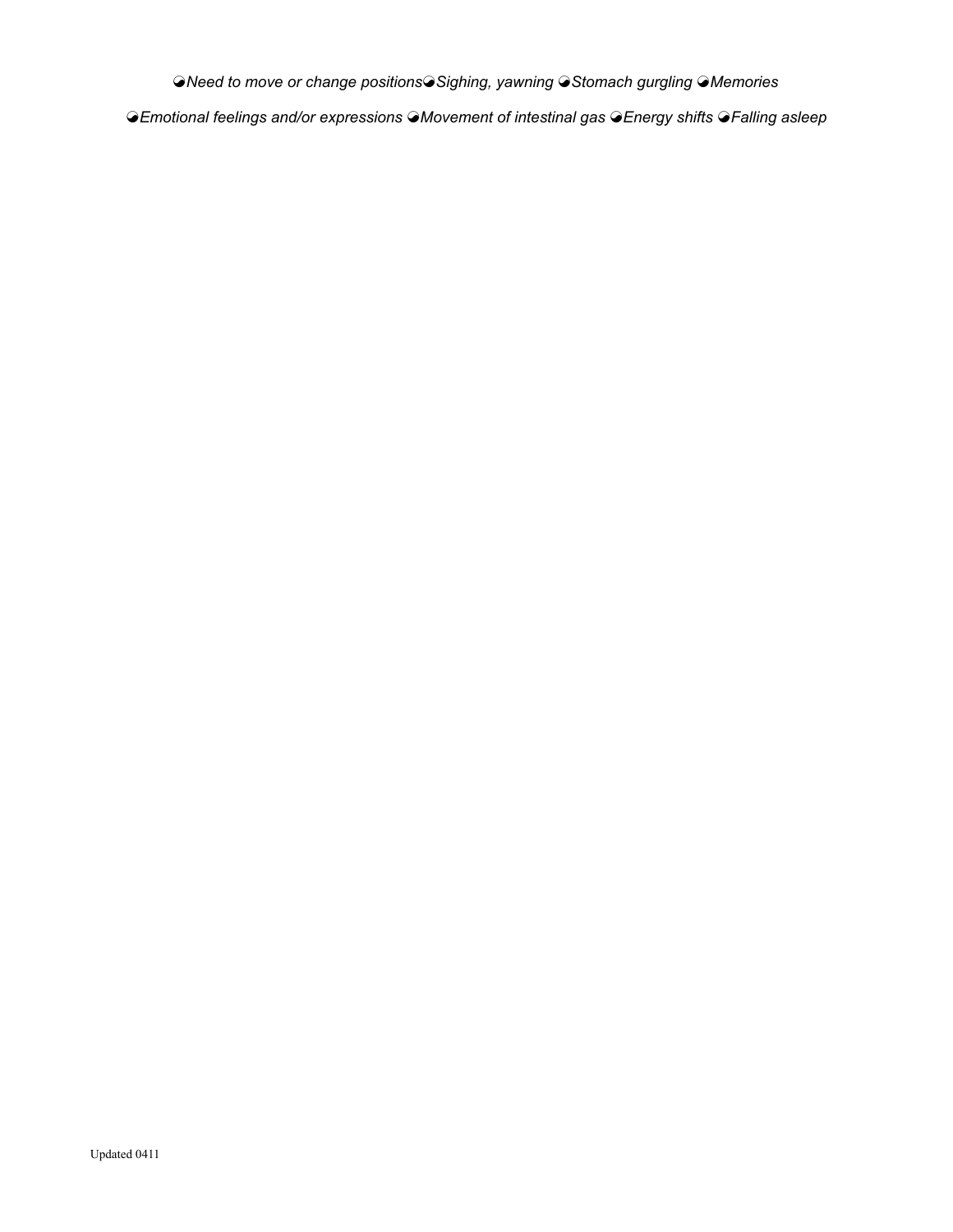◒*Need to move or change positions*◒*Sighing, yawning* ◒*Stomach gurgling* ◒*Memories*

◒*Emotional feelings and/or expressions* ◒*Movement of intestinal gas* ◒*Energy shifts* ◒*Falling asleep*

Updated 0411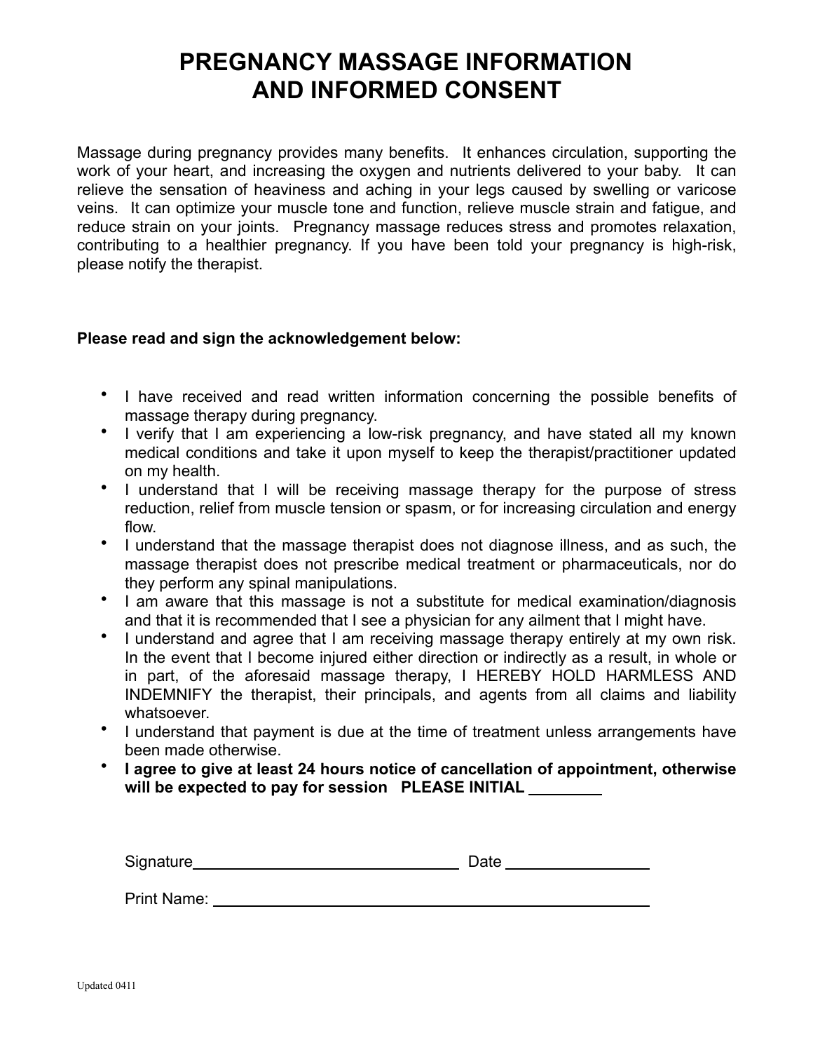# PREGNANCY MASSAGE INFORMATION AND INFORMED CONSENT

Massage during pregnancy provides many benefits. It enhances circulation, supporting the work of your heart, and increasing the oxygen and nutrients delivered to your baby. It can relieve the sensation of heaviness and aching in your legs caused by swelling or varicose veins. It can optimize your muscle tone and function, relieve muscle strain and fatigue, and reduce strain on your joints. Pregnancy massage reduces stress and promotes relaxation, contributing to a healthier pregnancy. If you have been told your pregnancy is high-risk, please notify the therapist.

**Please read and sign the acknowledgement below:**

- I have received and read written information concerning the possible benefits of massage therapy during pregnancy.
- I verify that I am experiencing a low-risk pregnancy, and have stated all my known medical conditions and take it upon myself to keep the therapist/practitioner updated on my health.
- I understand that I will be receiving massage therapy for the purpose of stress reduction, relief from muscle tension or spasm, or for increasing circulation and energy flow.
- I understand that the massage therapist does not diagnose illness, and as such, the massage therapist does not prescribe medical treatment or pharmaceuticals, nor do they perform any spinal manipulations.
- I am aware that this massage is not a substitute for medical examination/diagnosis and that it is recommended that I see a physician for any ailment that I might have.
- I understand and agree that I am receiving massage therapy entirely at my own risk. In the event that I become injured either direction or indirectly as a result, in whole or in part, of the aforesaid massage therapy, I HEREBY HOLD HARMLESS AND INDEMNIFY the therapist, their principals, and agents from all claims and liability whatsoever.
- I understand that payment is due at the time of treatment unless arrangements have been made otherwise.
- **I agree to give at least 24 hours notice of cancellation of appointment, otherwise will be expected to pay for session PLEASE INITIAL ________**

Signature______________________________ Date ________________

Print Name: ____________________________________________

Updated 0411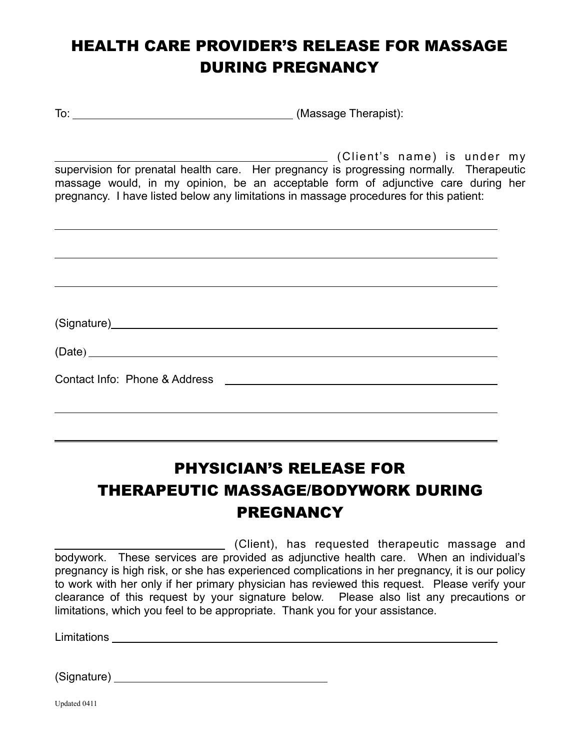# HEALTH CARE PROVIDER'S RELEASE FOR MASSAGE DURING PREGNANCY

To: ______________________________ (Massage Therapist):

______________________________ (Client's name) is under my supervision for prenatal health care. Her pregnancy is progressing normally. Therapeutic massage would, in my opinion, be an acceptable form of adjunctive care during her pregnancy. I have listed below any limitations in massage procedures for this patient:

______________________________________________________________

______________________________________________________________

______________________________________________________________

(Signature)______________________________________________________

(Date)__________________________________________________________

Contact Info: Phone & Address ______________________________________

______________________________________________________________

______________________________________________________________

# PHYSICIAN'S RELEASE FOR THERAPEUTIC MASSAGE/BODYWORK DURING PREGNANCY

______________________________ (Client), has requested therapeutic massage and bodywork. These services are provided as adjunctive health care. When an individual's pregnancy is high risk, or she has experienced complications in her pregnancy, it is our policy to work with her only if her primary physician has reviewed this request. Please verify your clearance of this request by your signature below. Please also list any precautions or limitations, which you feel to be appropriate. Thank you for your assistance.

Limitations ______________________________________________________

(Signature) ______________________________

Updated 0411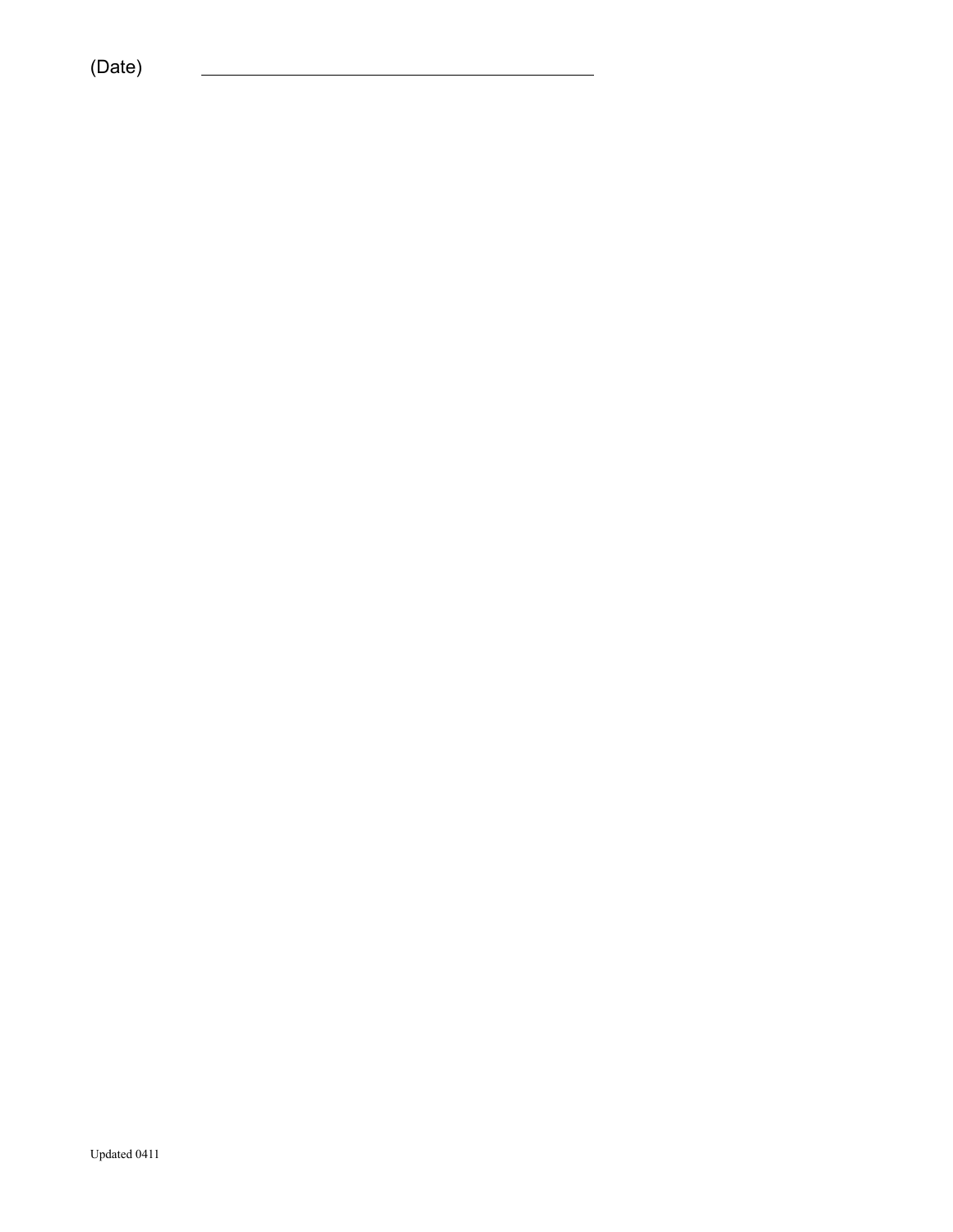(Date) \_\_\_\_\_\_\_\_\_\_\_\_\_\_\_\_\_\_\_\_\_\_\_\_\_\_\_\_\_\_\_\_\_\_\_\_\_\_\_\_

Updated 0411